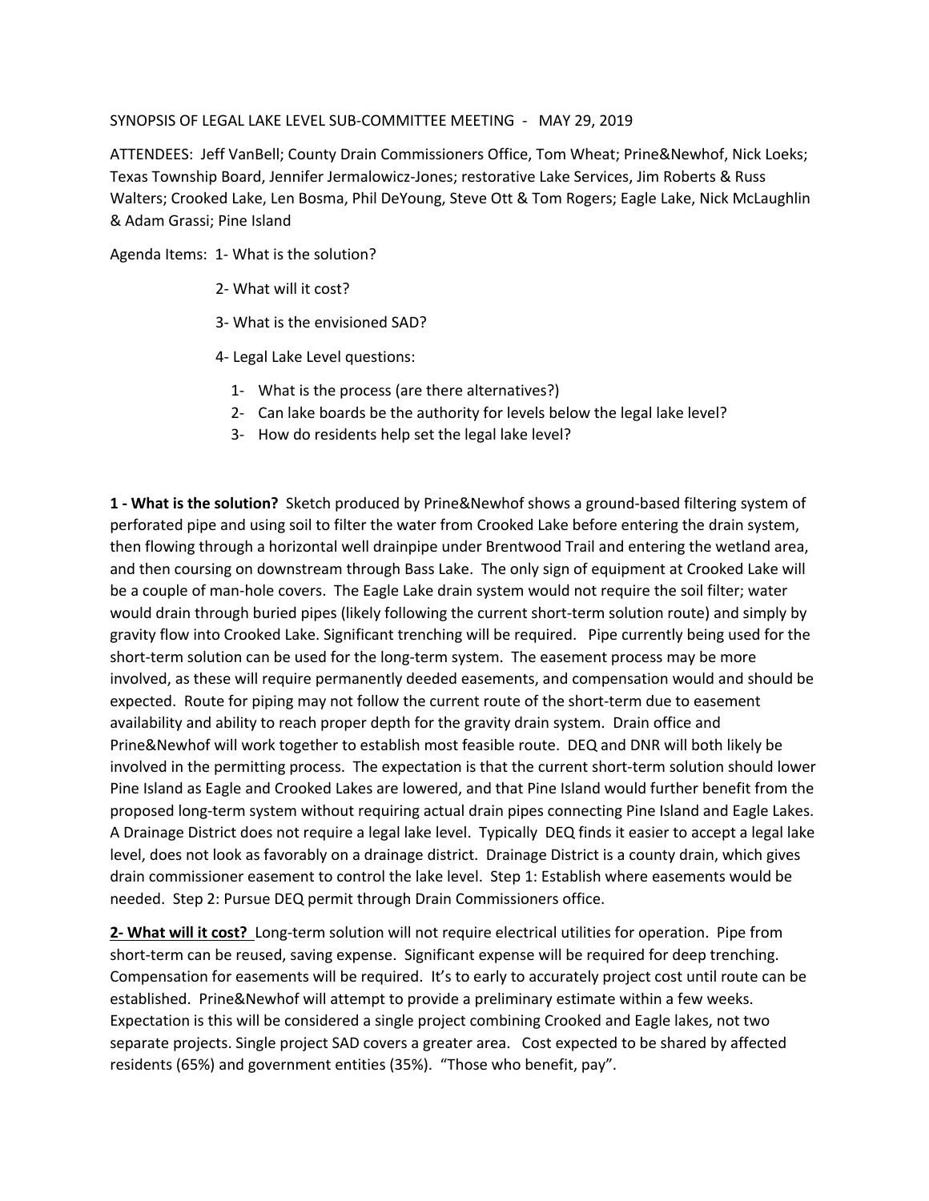SYNOPSIS OF LEGAL LAKE LEVEL SUB-COMMITTEE MEETING - MAY 29, 2019

ATTENDEES: Jeff VanBell; County Drain Commissioners Office, Tom Wheat; Prine&Newhof, Nick Loeks; Texas Township Board, Jennifer Jermalowicz-Jones; restorative Lake Services, Jim Roberts & Russ Walters; Crooked Lake, Len Bosma, Phil DeYoung, Steve Ott & Tom Rogers; Eagle Lake, Nick McLaughlin & Adam Grassi; Pine Island

Agenda Items: 1- What is the solution?

2- What will it cost?

3- What is the envisioned SAD?

4- Legal Lake Level questions:

1- What is the process (are there alternatives?)
2- Can lake boards be the authority for levels below the legal lake level?
3- How do residents help set the legal lake level?

**1 - What is the solution?** Sketch produced by Prine&Newhof shows a ground-based filtering system of perforated pipe and using soil to filter the water from Crooked Lake before entering the drain system, then flowing through a horizontal well drainpipe under Brentwood Trail and entering the wetland area, and then coursing on downstream through Bass Lake. The only sign of equipment at Crooked Lake will be a couple of man-hole covers. The Eagle Lake drain system would not require the soil filter; water would drain through buried pipes (likely following the current short-term solution route) and simply by gravity flow into Crooked Lake. Significant trenching will be required. Pipe currently being used for the short-term solution can be used for the long-term system. The easement process may be more involved, as these will require permanently deeded easements, and compensation would and should be expected. Route for piping may not follow the current route of the short-term due to easement availability and ability to reach proper depth for the gravity drain system. Drain office and Prine&Newhof will work together to establish most feasible route. DEQ and DNR will both likely be involved in the permitting process. The expectation is that the current short-term solution should lower Pine Island as Eagle and Crooked Lakes are lowered, and that Pine Island would further benefit from the proposed long-term system without requiring actual drain pipes connecting Pine Island and Eagle Lakes. A Drainage District does not require a legal lake level. Typically DEQ finds it easier to accept a legal lake level, does not look as favorably on a drainage district. Drainage District is a county drain, which gives drain commissioner easement to control the lake level. Step 1: Establish where easements would be needed. Step 2: Pursue DEQ permit through Drain Commissioners office.

**2- What will it cost?** Long-term solution will not require electrical utilities for operation. Pipe from short-term can be reused, saving expense. Significant expense will be required for deep trenching. Compensation for easements will be required. It's to early to accurately project cost until route can be established. Prine&Newhof will attempt to provide a preliminary estimate within a few weeks. Expectation is this will be considered a single project combining Crooked and Eagle lakes, not two separate projects. Single project SAD covers a greater area. Cost expected to be shared by affected residents (65%) and government entities (35%). "Those who benefit, pay".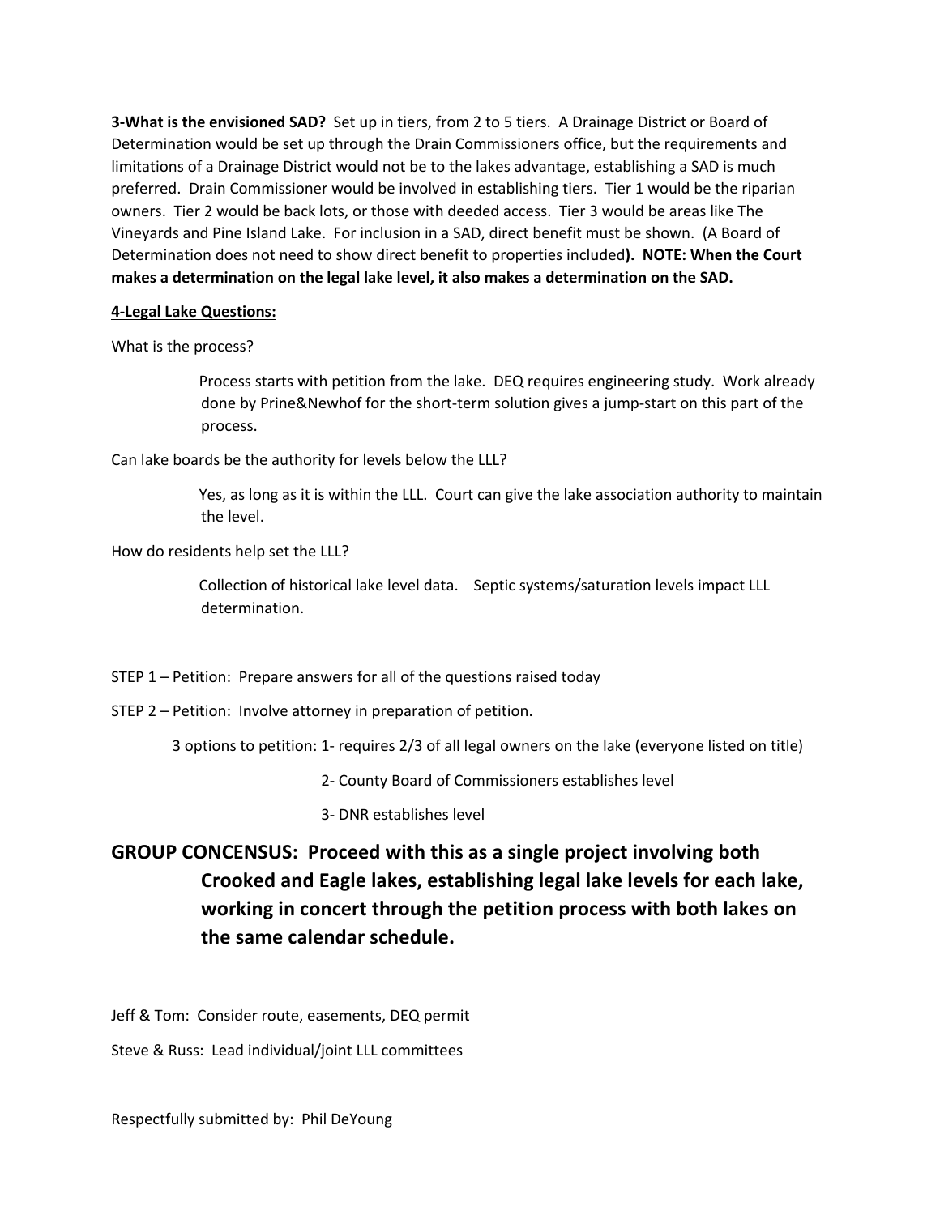**3-What is the envisioned SAD?** Set up in tiers, from 2 to 5 tiers. A Drainage District or Board of Determination would be set up through the Drain Commissioners office, but the requirements and limitations of a Drainage District would not be to the lakes advantage, establishing a SAD is much preferred. Drain Commissioner would be involved in establishing tiers. Tier 1 would be the riparian owners. Tier 2 would be back lots, or those with deeded access. Tier 3 would be areas like The Vineyards and Pine Island Lake. For inclusion in a SAD, direct benefit must be shown. (A Board of Determination does not need to show direct benefit to properties included**). NOTE: When the Court makes a determination on the legal lake level, it also makes a determination on the SAD.**

**4-Legal Lake Questions:**

What is the process?

> Process starts with petition from the lake. DEQ requires engineering study. Work already done by Prine&Newhof for the short-term solution gives a jump-start on this part of the process.

Can lake boards be the authority for levels below the LLL?

> Yes, as long as it is within the LLL. Court can give the lake association authority to maintain the level.

How do residents help set the LLL?

> Collection of historical lake level data. Septic systems/saturation levels impact LLL determination.

STEP 1 – Petition: Prepare answers for all of the questions raised today

STEP 2 – Petition: Involve attorney in preparation of petition.

3 options to petition:
1- requires 2/3 of all legal owners on the lake (everyone listed on title)
2- County Board of Commissioners establishes level
3- DNR establishes level

## GROUP CONCENSUS: Proceed with this as a single project involving both Crooked and Eagle lakes, establishing legal lake levels for each lake, working in concert through the petition process with both lakes on the same calendar schedule.

Jeff & Tom: Consider route, easements, DEQ permit

Steve & Russ: Lead individual/joint LLL committees

Respectfully submitted by: Phil DeYoung